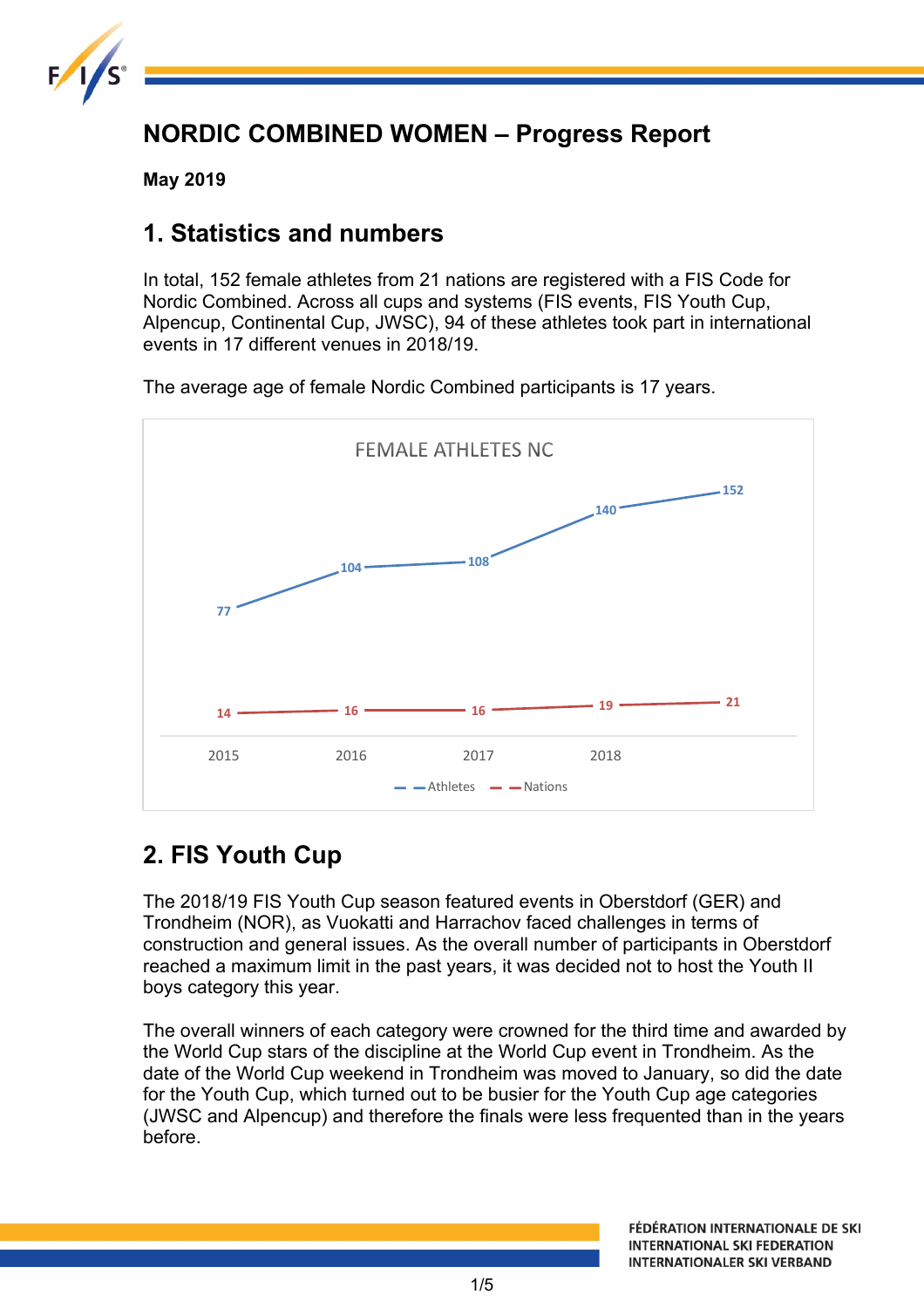# NORDIC COMBINED WOMEN – Progress Report

**May 2019**

## 1. Statistics and numbers

In total, 152 female athletes from 21 nations are registered with a FIS Code for Nordic Combined. Across all cups and systems (FIS events, FIS Youth Cup, Alpencup, Continental Cup, JWSC), 94 of these athletes took part in international events in 17 different venues in 2018/19.

The average age of female Nordic Combined participants is 17 years.

FEMALE ATHLETES NC

| | 2015 | 2016 | 2017 | 2018 | |
|---|---|---|---|---|---|
| Athletes | 77 | 104 | 108 | 140 | 152 |
| Nations | 14 | 16 | 16 | 19 | 21 |

## 2. FIS Youth Cup

The 2018/19 FIS Youth Cup season featured events in Oberstdorf (GER) and Trondheim (NOR), as Vuokatti and Harrachov faced challenges in terms of construction and general issues. As the overall number of participants in Oberstdorf reached a maximum limit in the past years, it was decided not to host the Youth II boys category this year.

The overall winners of each category were crowned for the third time and awarded by the World Cup stars of the discipline at the World Cup event in Trondheim. As the date of the World Cup weekend in Trondheim was moved to January, so did the date for the Youth Cup, which turned out to be busier for the Youth Cup age categories (JWSC and Alpencup) and therefore the finals were less frequented than in the years before.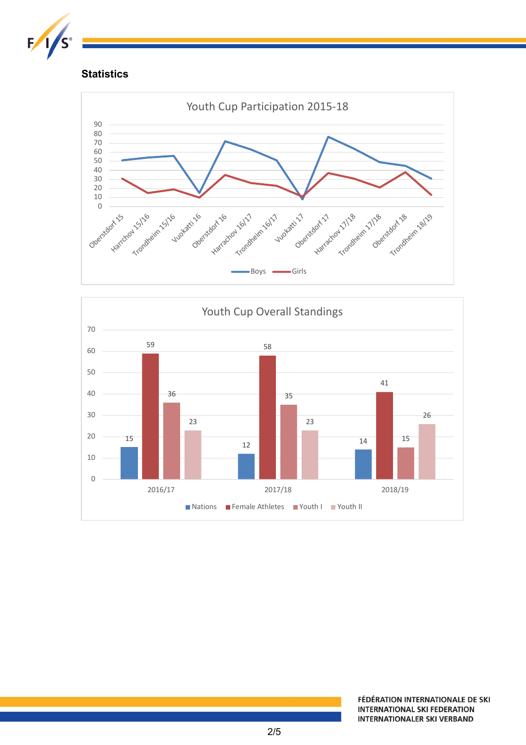## Statistics

### Youth Cup Participation 2015-18

Series: Boys, Girls

Events: Oberstdorf 15, Harrchov 15/16, Trondheim 15/16, Vuokatti 16, Oberstdorf 16, Harrachov 16/17, Trondheim 16/17, Vuokatti 17, Oberstdorf 17, Harrachov 17/18, Trondheim 17/18, Oberstdorf 18, Trondheim 18/19

### Youth Cup Overall Standings

| | Nations | Female Athletes | Youth I | Youth II |
|---|---|---|---|---|
| 2016/17 | 15 | 59 | 36 | 23 |
| 2017/18 | 12 | 58 | 35 | 23 |
| 2018/19 | 14 | 41 | 15 | 26 |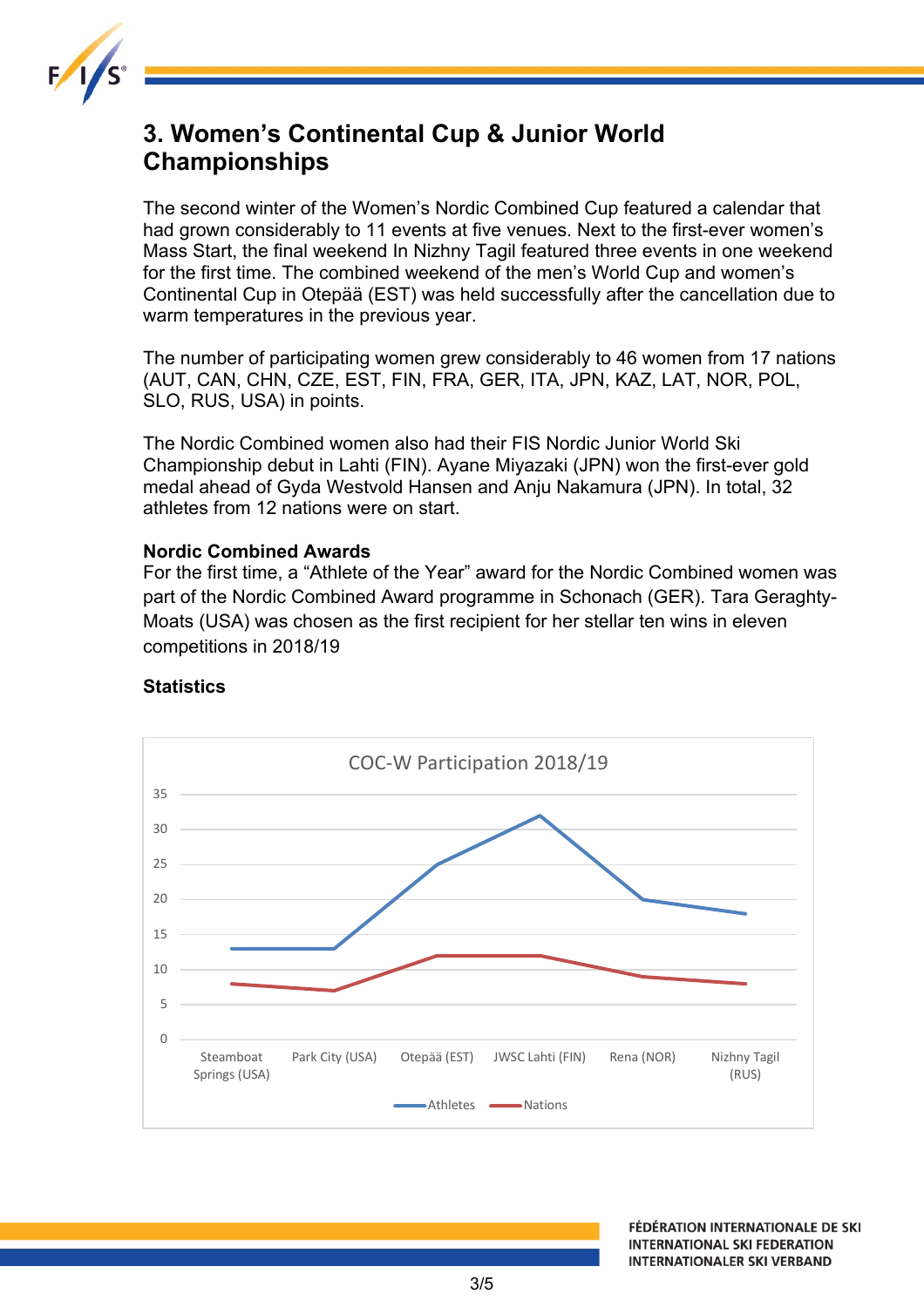## 3. Women's Continental Cup & Junior World Championships

The second winter of the Women's Nordic Combined Cup featured a calendar that had grown considerably to 11 events at five venues. Next to the first-ever women's Mass Start, the final weekend In Nizhny Tagil featured three events in one weekend for the first time. The combined weekend of the men's World Cup and women's Continental Cup in Otepää (EST) was held successfully after the cancellation due to warm temperatures in the previous year.

The number of participating women grew considerably to 46 women from 17 nations (AUT, CAN, CHN, CZE, EST, FIN, FRA, GER, ITA, JPN, KAZ, LAT, NOR, POL, SLO, RUS, USA) in points.

The Nordic Combined women also had their FIS Nordic Junior World Ski Championship debut in Lahti (FIN). Ayane Miyazaki (JPN) won the first-ever gold medal ahead of Gyda Westvold Hansen and Anju Nakamura (JPN). In total, 32 athletes from 12 nations were on start.

**Nordic Combined Awards**

For the first time, a "Athlete of the Year" award for the Nordic Combined women was part of the Nordic Combined Award programme in Schonach (GER). Tara Geraghty-Moats (USA) was chosen as the first recipient for her stellar ten wins in eleven competitions in 2018/19

**Statistics**

COC-W Participation 2018/19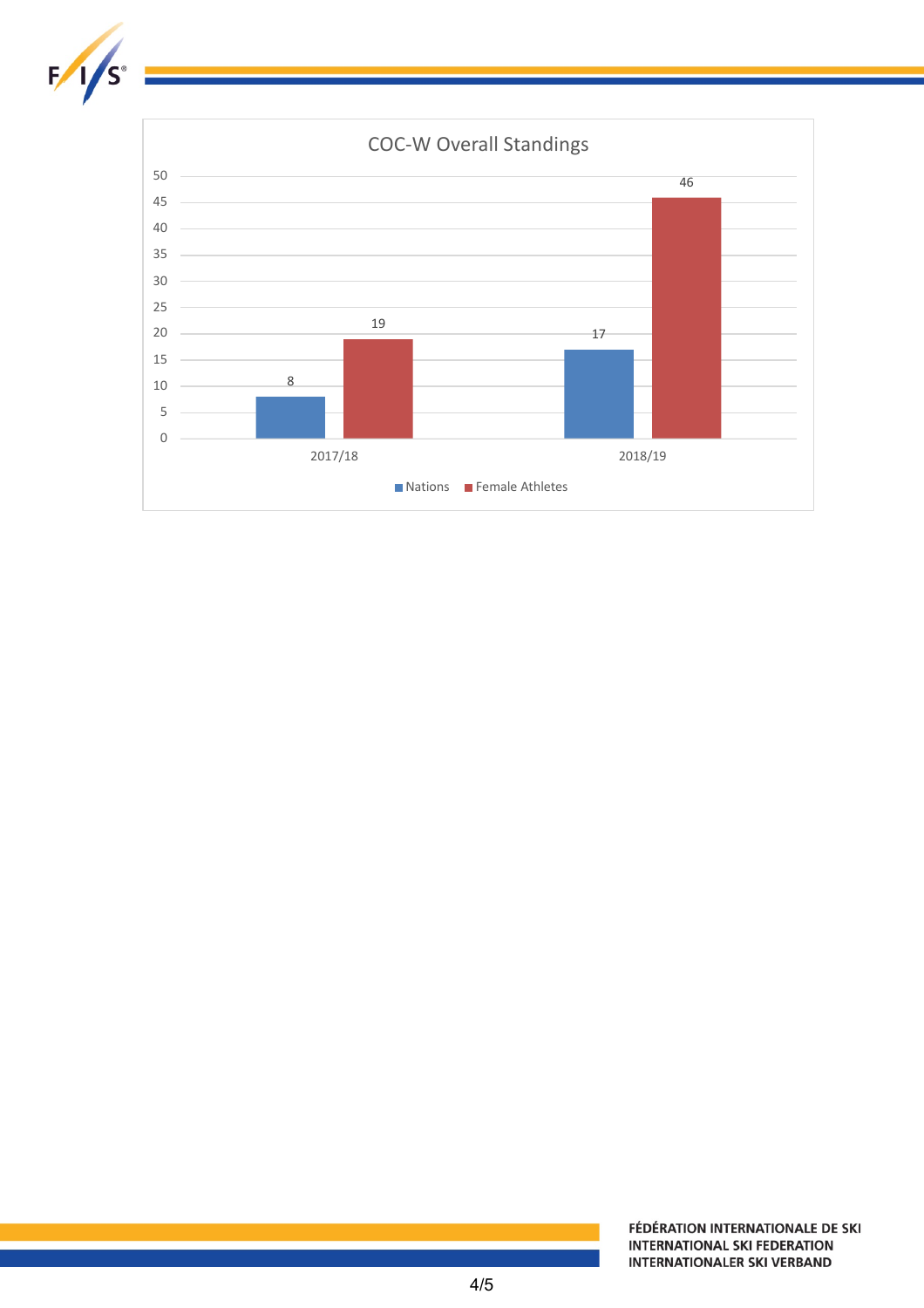**COC-W Overall Standings**

| | Nations | Female Athletes |
|---|---|---|
| 2017/18 | 8 | 19 |
| 2018/19 | 17 | 46 |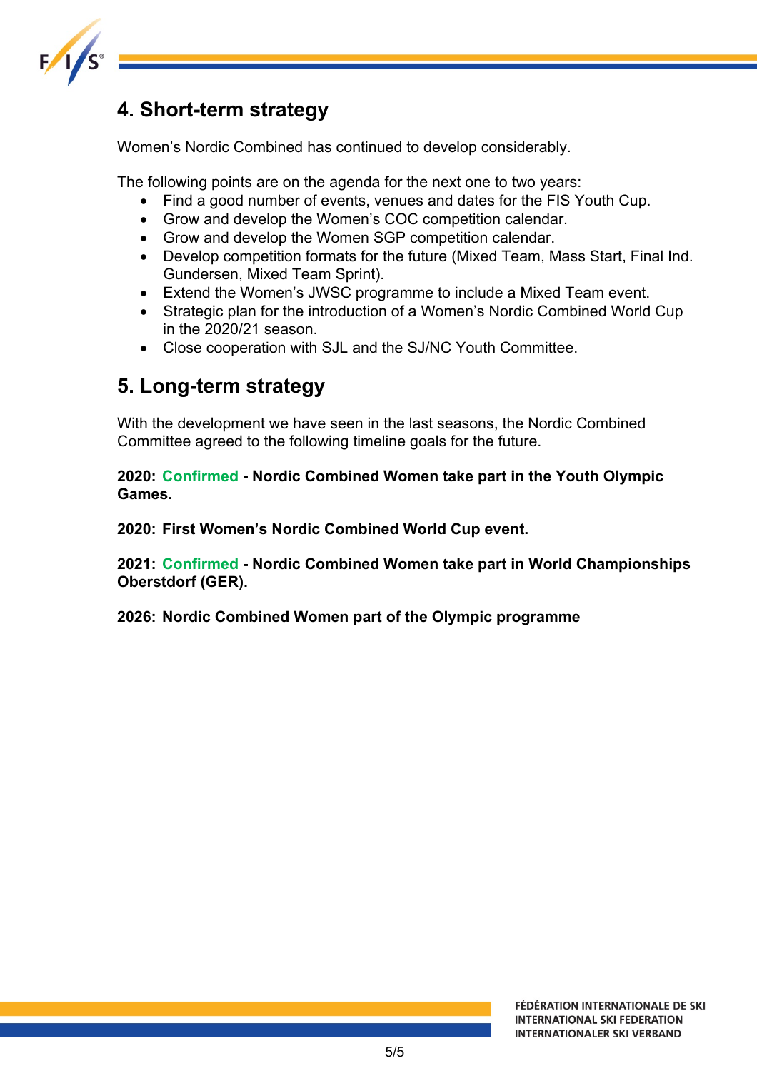## 4. Short-term strategy

Women's Nordic Combined has continued to develop considerably.

The following points are on the agenda for the next one to two years:

- Find a good number of events, venues and dates for the FIS Youth Cup.
- Grow and develop the Women's COC competition calendar.
- Grow and develop the Women SGP competition calendar.
- Develop competition formats for the future (Mixed Team, Mass Start, Final Ind. Gundersen, Mixed Team Sprint).
- Extend the Women's JWSC programme to include a Mixed Team event.
- Strategic plan for the introduction of a Women's Nordic Combined World Cup in the 2020/21 season.
- Close cooperation with SJL and the SJ/NC Youth Committee.

## 5. Long-term strategy

With the development we have seen in the last seasons, the Nordic Combined Committee agreed to the following timeline goals for the future.

**2020: Confirmed - Nordic Combined Women take part in the Youth Olympic Games.**

**2020: First Women's Nordic Combined World Cup event.**

**2021: Confirmed - Nordic Combined Women take part in World Championships Oberstdorf (GER).**

**2026: Nordic Combined Women part of the Olympic programme**